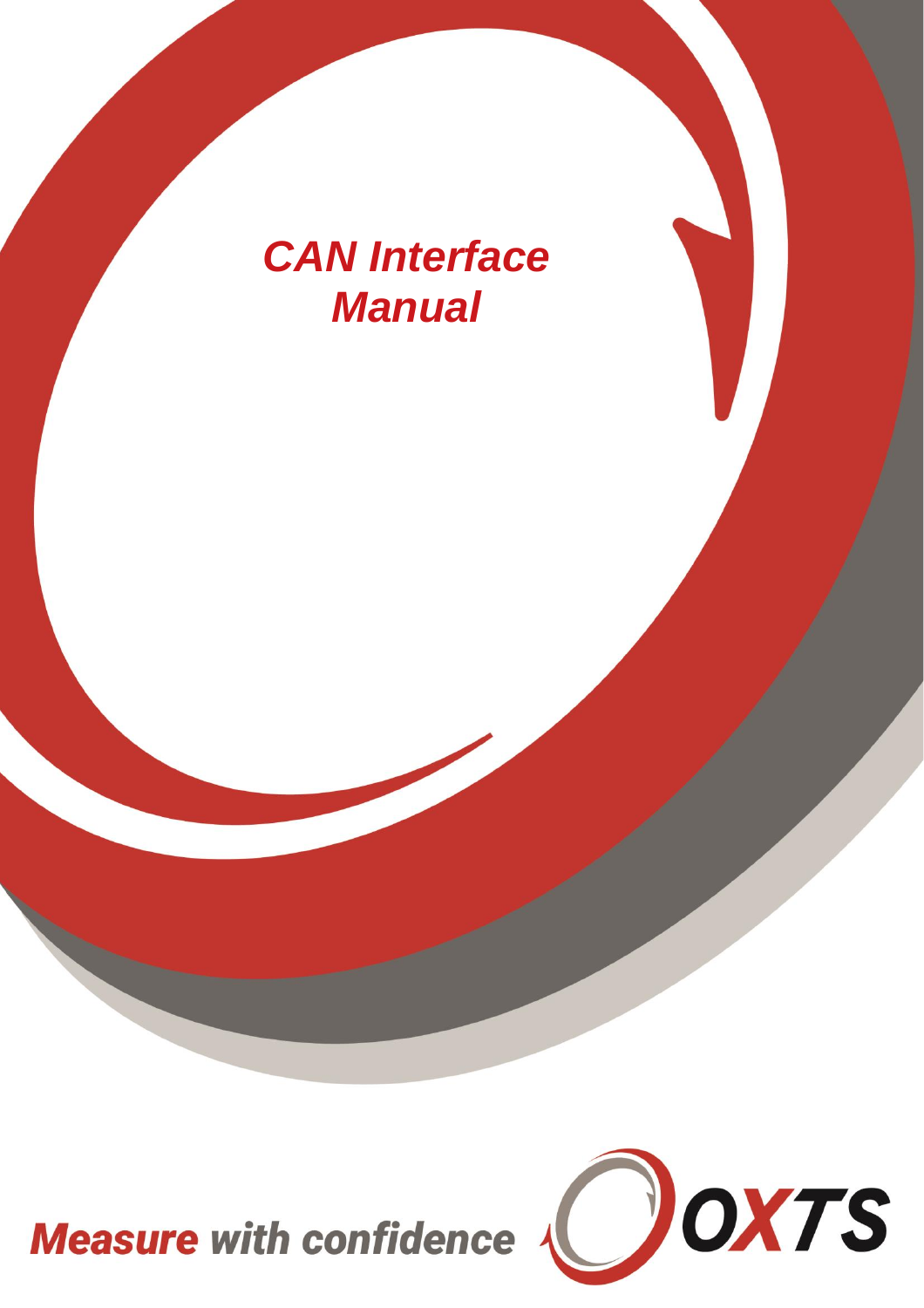# *CAN Interface Manual*

***Measure with confidence*** OXTS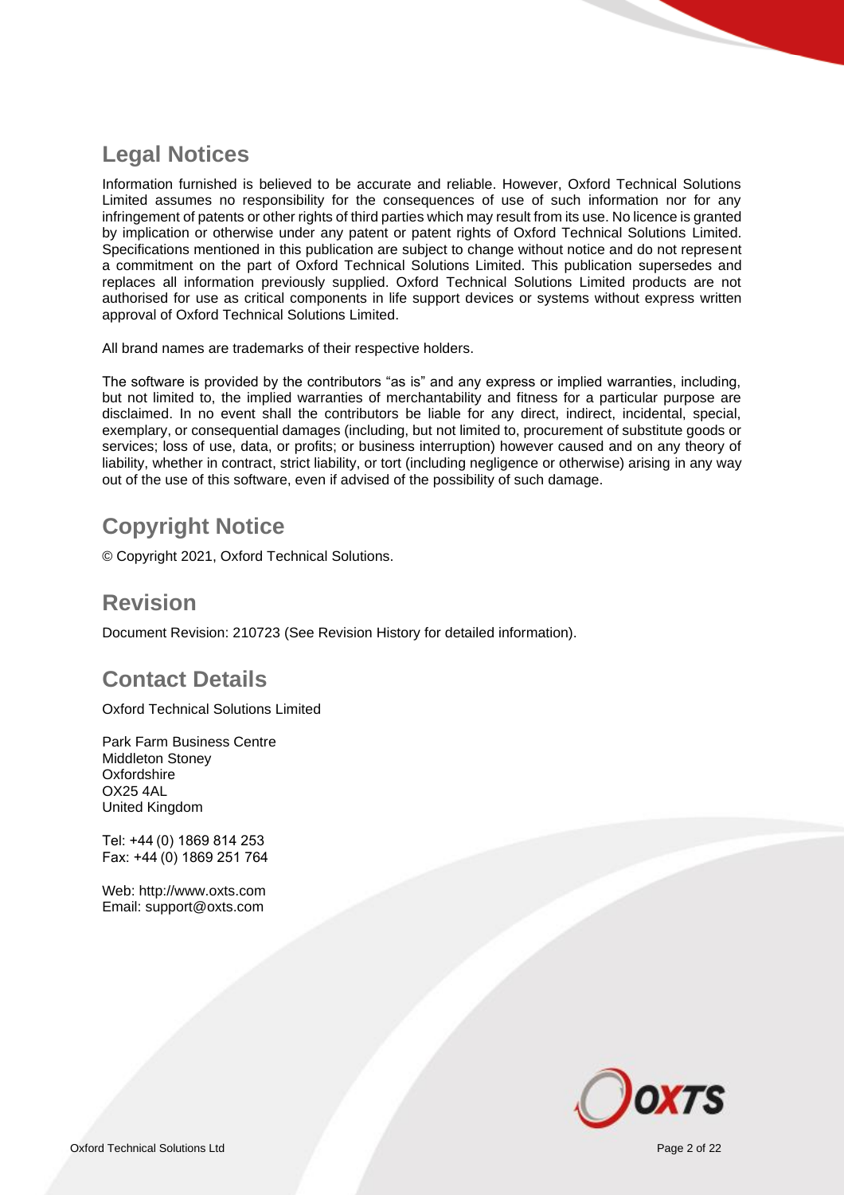## Legal Notices

Information furnished is believed to be accurate and reliable. However, Oxford Technical Solutions Limited assumes no responsibility for the consequences of use of such information nor for any infringement of patents or other rights of third parties which may result from its use. No licence is granted by implication or otherwise under any patent or patent rights of Oxford Technical Solutions Limited. Specifications mentioned in this publication are subject to change without notice and do not represent a commitment on the part of Oxford Technical Solutions Limited. This publication supersedes and replaces all information previously supplied. Oxford Technical Solutions Limited products are not authorised for use as critical components in life support devices or systems without express written approval of Oxford Technical Solutions Limited.

All brand names are trademarks of their respective holders.

The software is provided by the contributors "as is" and any express or implied warranties, including, but not limited to, the implied warranties of merchantability and fitness for a particular purpose are disclaimed. In no event shall the contributors be liable for any direct, indirect, incidental, special, exemplary, or consequential damages (including, but not limited to, procurement of substitute goods or services; loss of use, data, or profits; or business interruption) however caused and on any theory of liability, whether in contract, strict liability, or tort (including negligence or otherwise) arising in any way out of the use of this software, even if advised of the possibility of such damage.

## Copyright Notice

© Copyright 2021, Oxford Technical Solutions.

## Revision

Document Revision: 210723 (See Revision History for detailed information).

## Contact Details

Oxford Technical Solutions Limited

Park Farm Business Centre
Middleton Stoney
Oxfordshire
OX25 4AL
United Kingdom

Tel: +44 (0) 1869 814 253
Fax: +44 (0) 1869 251 764

Web: http://www.oxts.com
Email: support@oxts.com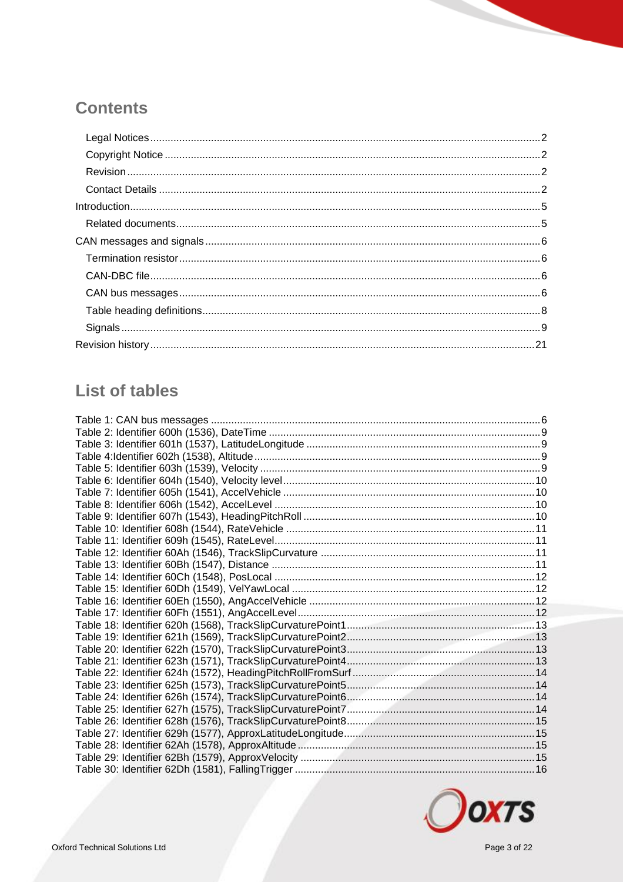## Contents

- Legal Notices ... 2
- Copyright Notice ... 2
- Revision ... 2
- Contact Details ... 2

Introduction ... 5

- Related documents ... 5

CAN messages and signals ... 6

- Termination resistor ... 6
- CAN-DBC file ... 6
- CAN bus messages ... 6
- Table heading definitions ... 8
- Signals ... 9

Revision history ... 21

## List of tables

Table 1: CAN bus messages ... 6
Table 2: Identifier 600h (1536), DateTime ... 9
Table 3: Identifier 601h (1537), LatitudeLongitude ... 9
Table 4:Identifier 602h (1538), Altitude ... 9
Table 5: Identifier 603h (1539), Velocity ... 9
Table 6: Identifier 604h (1540), Velocity level ... 10
Table 7: Identifier 605h (1541), AccelVehicle ... 10
Table 8: Identifier 606h (1542), AccelLevel ... 10
Table 9: Identifier 607h (1543), HeadingPitchRoll ... 10
Table 10: Identifier 608h (1544), RateVehicle ... 11
Table 11: Identifier 609h (1545), RateLevel ... 11
Table 12: Identifier 60Ah (1546), TrackSlipCurvature ... 11
Table 13: Identifier 60Bh (1547), Distance ... 11
Table 14: Identifier 60Ch (1548), PosLocal ... 12
Table 15: Identifier 60Dh (1549), VelYawLocal ... 12
Table 16: Identifier 60Eh (1550), AngAccelVehicle ... 12
Table 17: Identifier 60Fh (1551), AngAccelLevel ... 12
Table 18: Identifier 620h (1568), TrackSlipCurvaturePoint1 ... 13
Table 19: Identifier 621h (1569), TrackSlipCurvaturePoint2 ... 13
Table 20: Identifier 622h (1570), TrackSlipCurvaturePoint3 ... 13
Table 21: Identifier 623h (1571), TrackSlipCurvaturePoint4 ... 13
Table 22: Identifier 624h (1572), HeadingPitchRollFromSurf ... 14
Table 23: Identifier 625h (1573), TrackSlipCurvaturePoint5 ... 14
Table 24: Identifier 626h (1574), TrackSlipCurvaturePoint6 ... 14
Table 25: Identifier 627h (1575), TrackSlipCurvaturePoint7 ... 14
Table 26: Identifier 628h (1576), TrackSlipCurvaturePoint8 ... 15
Table 27: Identifier 629h (1577), ApproxLatitudeLongitude ... 15
Table 28: Identifier 62Ah (1578), ApproxAltitude ... 15
Table 29: Identifier 62Bh (1579), ApproxVelocity ... 15
Table 30: Identifier 62Dh (1581), FallingTrigger ... 16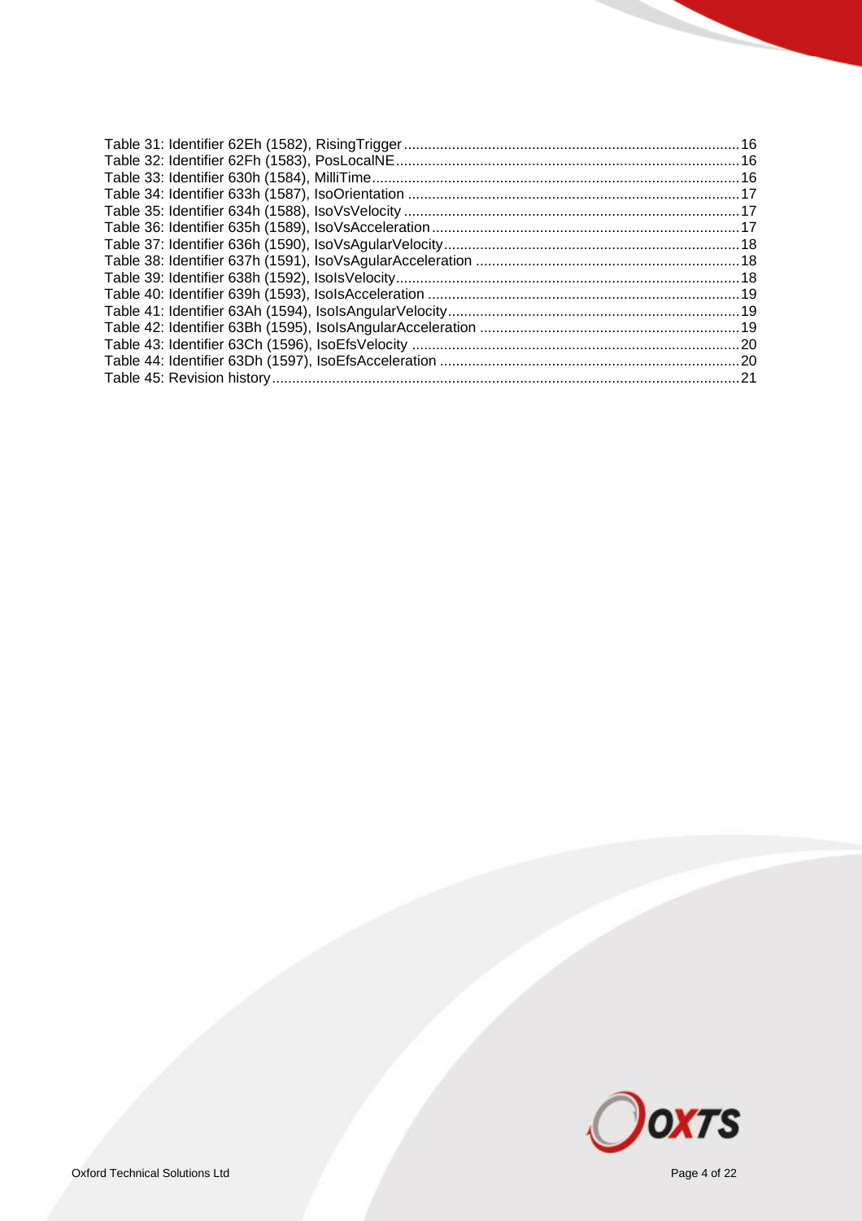Table 31: Identifier 62Eh (1582), RisingTrigger ........................................................................... 16
Table 32: Identifier 62Fh (1583), PosLocalNE ............................................................................... 16
Table 33: Identifier 630h (1584), MilliTime .................................................................................... 16
Table 34: Identifier 633h (1587), IsoOrientation ............................................................................ 17
Table 35: Identifier 634h (1588), IsoVsVelocity ............................................................................. 17
Table 36: Identifier 635h (1589), IsoVsAcceleration ...................................................................... 17
Table 37: Identifier 636h (1590), IsoVsAgularVelocity ................................................................... 18
Table 38: Identifier 637h (1591), IsoVsAgularAcceleration ............................................................ 18
Table 39: Identifier 638h (1592), IsoIsVelocity .............................................................................. 18
Table 40: Identifier 639h (1593), IsoIsAcceleration ....................................................................... 19
Table 41: Identifier 63Ah (1594), IsoIsAngularVelocity .................................................................. 19
Table 42: Identifier 63Bh (1595), IsoIsAngularAcceleration ........................................................... 19
Table 43: Identifier 63Ch (1596), IsoEfsVelocity ............................................................................ 20
Table 44: Identifier 63Dh (1597), IsoEfsAcceleration ..................................................................... 20
Table 45: Revision history ............................................................................................................. 21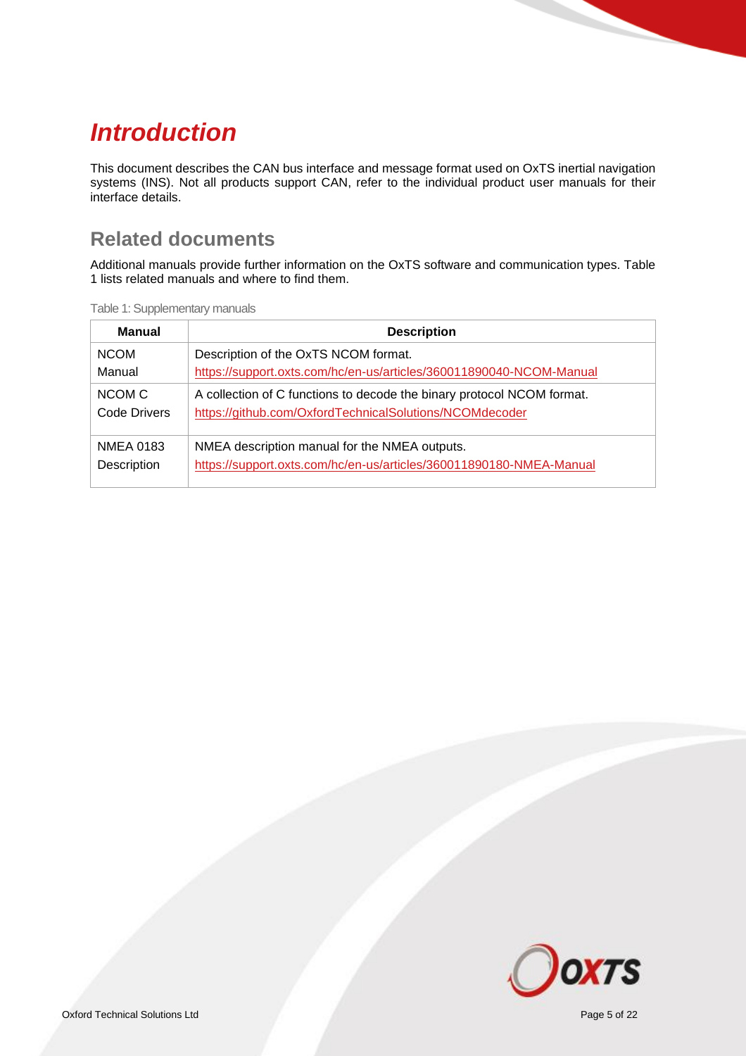# Introduction

This document describes the CAN bus interface and message format used on OxTS inertial navigation systems (INS). Not all products support CAN, refer to the individual product user manuals for their interface details.

## Related documents

Additional manuals provide further information on the OxTS software and communication types. Table 1 lists related manuals and where to find them.

Table 1: Supplementary manuals

| Manual | Description |
| --- | --- |
| NCOM Manual | Description of the OxTS NCOM format. https://support.oxts.com/hc/en-us/articles/360011890040-NCOM-Manual |
| NCOM C Code Drivers | A collection of C functions to decode the binary protocol NCOM format. https://github.com/OxfordTechnicalSolutions/NCOMdecoder |
| NMEA 0183 Description | NMEA description manual for the NMEA outputs. https://support.oxts.com/hc/en-us/articles/360011890180-NMEA-Manual |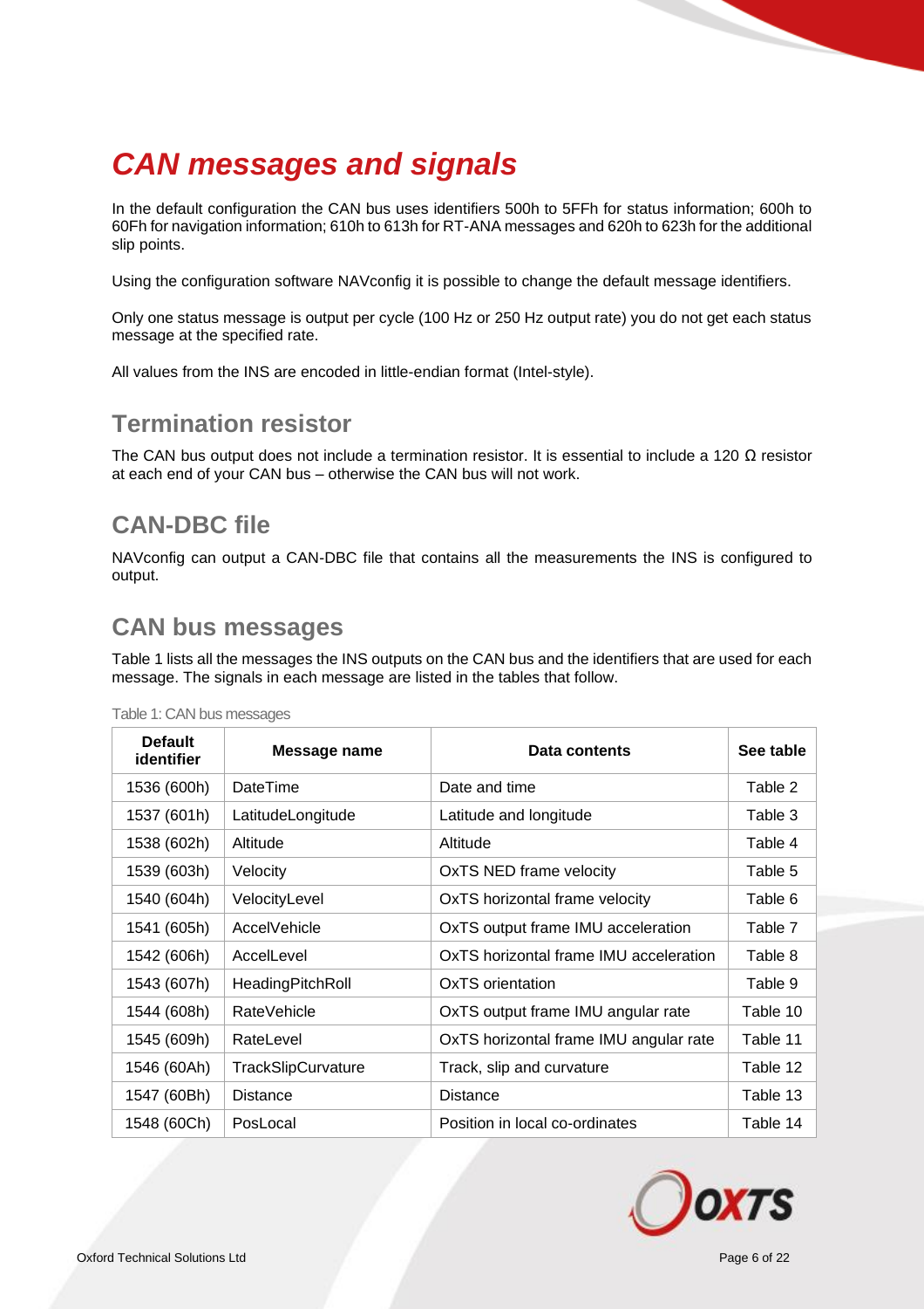# CAN messages and signals

In the default configuration the CAN bus uses identifiers 500h to 5FFh for status information; 600h to 60Fh for navigation information; 610h to 613h for RT-ANA messages and 620h to 623h for the additional slip points.

Using the configuration software NAVconfig it is possible to change the default message identifiers.

Only one status message is output per cycle (100 Hz or 250 Hz output rate) you do not get each status message at the specified rate.

All values from the INS are encoded in little-endian format (Intel-style).

## Termination resistor

The CAN bus output does not include a termination resistor. It is essential to include a 120 Ω resistor at each end of your CAN bus – otherwise the CAN bus will not work.

## CAN-DBC file

NAVconfig can output a CAN-DBC file that contains all the measurements the INS is configured to output.

## CAN bus messages

Table 1 lists all the messages the INS outputs on the CAN bus and the identifiers that are used for each message. The signals in each message are listed in the tables that follow.

Table 1: CAN bus messages

| Default identifier | Message name | Data contents | See table |
|---|---|---|---|
| 1536 (600h) | DateTime | Date and time | Table 2 |
| 1537 (601h) | LatitudeLongitude | Latitude and longitude | Table 3 |
| 1538 (602h) | Altitude | Altitude | Table 4 |
| 1539 (603h) | Velocity | OxTS NED frame velocity | Table 5 |
| 1540 (604h) | VelocityLevel | OxTS horizontal frame velocity | Table 6 |
| 1541 (605h) | AccelVehicle | OxTS output frame IMU acceleration | Table 7 |
| 1542 (606h) | AccelLevel | OxTS horizontal frame IMU acceleration | Table 8 |
| 1543 (607h) | HeadingPitchRoll | OxTS orientation | Table 9 |
| 1544 (608h) | RateVehicle | OxTS output frame IMU angular rate | Table 10 |
| 1545 (609h) | RateLevel | OxTS horizontal frame IMU angular rate | Table 11 |
| 1546 (60Ah) | TrackSlipCurvature | Track, slip and curvature | Table 12 |
| 1547 (60Bh) | Distance | Distance | Table 13 |
| 1548 (60Ch) | PosLocal | Position in local co-ordinates | Table 14 |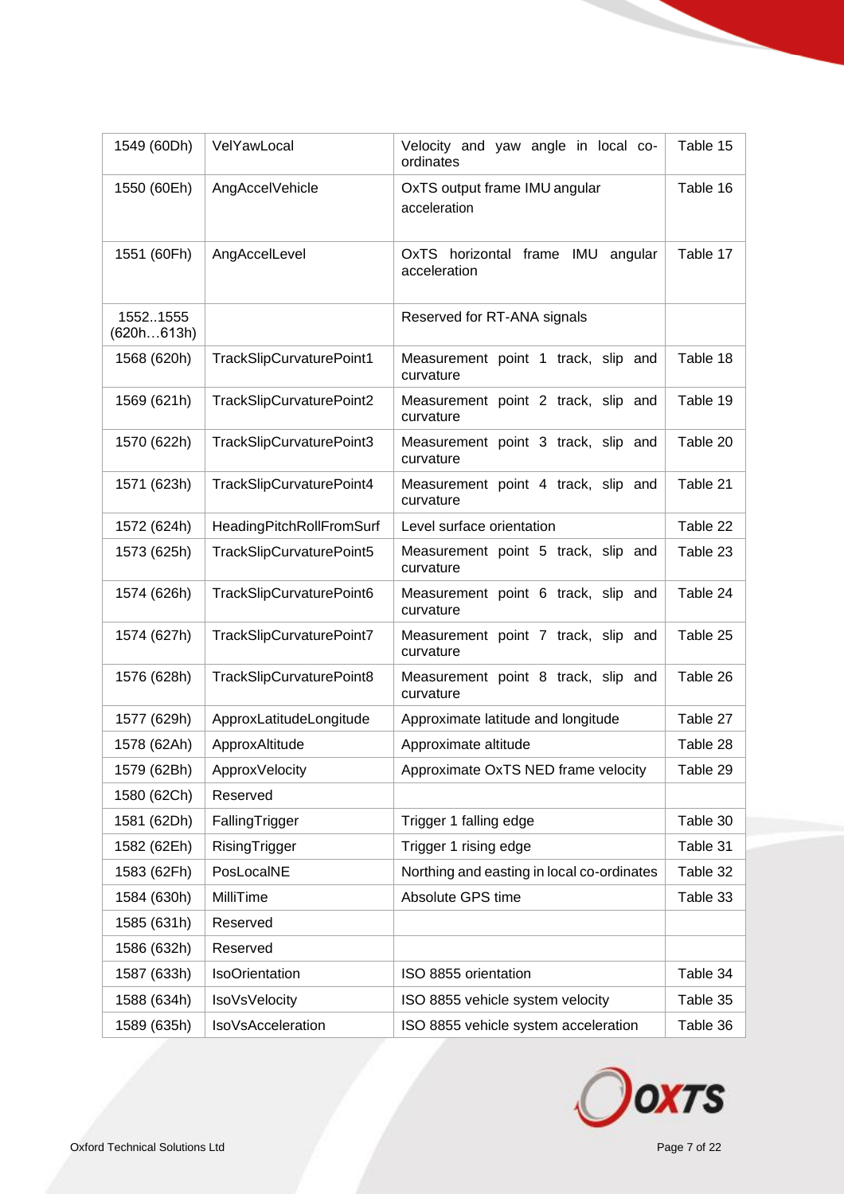| 1549 (60Dh) | VelYawLocal | Velocity and yaw angle in local co-ordinates | Table 15 |
|---|---|---|---|
| 1550 (60Eh) | AngAccelVehicle | OxTS output frame IMU angular acceleration | Table 16 |
| 1551 (60Fh) | AngAccelLevel | OxTS horizontal frame IMU angular acceleration | Table 17 |
| 1552..1555 (620h…613h) | | Reserved for RT-ANA signals | |
| 1568 (620h) | TrackSlipCurvaturePoint1 | Measurement point 1 track, slip and curvature | Table 18 |
| 1569 (621h) | TrackSlipCurvaturePoint2 | Measurement point 2 track, slip and curvature | Table 19 |
| 1570 (622h) | TrackSlipCurvaturePoint3 | Measurement point 3 track, slip and curvature | Table 20 |
| 1571 (623h) | TrackSlipCurvaturePoint4 | Measurement point 4 track, slip and curvature | Table 21 |
| 1572 (624h) | HeadingPitchRollFromSurf | Level surface orientation | Table 22 |
| 1573 (625h) | TrackSlipCurvaturePoint5 | Measurement point 5 track, slip and curvature | Table 23 |
| 1574 (626h) | TrackSlipCurvaturePoint6 | Measurement point 6 track, slip and curvature | Table 24 |
| 1574 (627h) | TrackSlipCurvaturePoint7 | Measurement point 7 track, slip and curvature | Table 25 |
| 1576 (628h) | TrackSlipCurvaturePoint8 | Measurement point 8 track, slip and curvature | Table 26 |
| 1577 (629h) | ApproxLatitudeLongitude | Approximate latitude and longitude | Table 27 |
| 1578 (62Ah) | ApproxAltitude | Approximate altitude | Table 28 |
| 1579 (62Bh) | ApproxVelocity | Approximate OxTS NED frame velocity | Table 29 |
| 1580 (62Ch) | Reserved | | |
| 1581 (62Dh) | FallingTrigger | Trigger 1 falling edge | Table 30 |
| 1582 (62Eh) | RisingTrigger | Trigger 1 rising edge | Table 31 |
| 1583 (62Fh) | PosLocalNE | Northing and easting in local co-ordinates | Table 32 |
| 1584 (630h) | MilliTime | Absolute GPS time | Table 33 |
| 1585 (631h) | Reserved | | |
| 1586 (632h) | Reserved | | |
| 1587 (633h) | IsoOrientation | ISO 8855 orientation | Table 34 |
| 1588 (634h) | IsoVsVelocity | ISO 8855 vehicle system velocity | Table 35 |
| 1589 (635h) | IsoVsAcceleration | ISO 8855 vehicle system acceleration | Table 36 |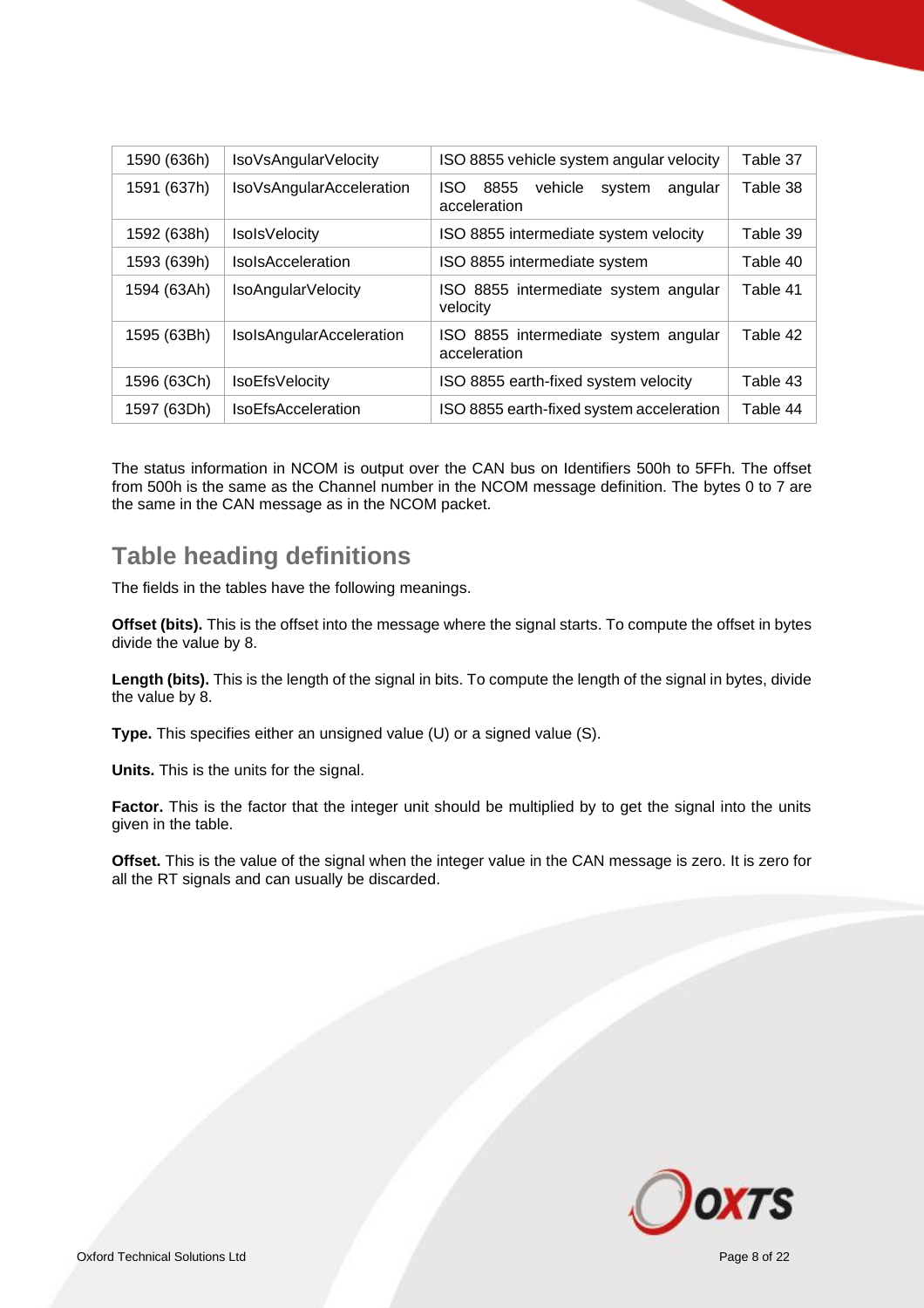| 1590 (636h) | IsoVsAngularVelocity | ISO 8855 vehicle system angular velocity | Table 37 |
|---|---|---|---|
| 1591 (637h) | IsoVsAngularAcceleration | ISO 8855 vehicle system angular acceleration | Table 38 |
| 1592 (638h) | IsoIsVelocity | ISO 8855 intermediate system velocity | Table 39 |
| 1593 (639h) | IsoIsAcceleration | ISO 8855 intermediate system | Table 40 |
| 1594 (63Ah) | IsoAngularVelocity | ISO 8855 intermediate system angular velocity | Table 41 |
| 1595 (63Bh) | IsoIsAngularAcceleration | ISO 8855 intermediate system angular acceleration | Table 42 |
| 1596 (63Ch) | IsoEfsVelocity | ISO 8855 earth-fixed system velocity | Table 43 |
| 1597 (63Dh) | IsoEfsAcceleration | ISO 8855 earth-fixed system acceleration | Table 44 |

The status information in NCOM is output over the CAN bus on Identifiers 500h to 5FFh. The offset from 500h is the same as the Channel number in the NCOM message definition. The bytes 0 to 7 are the same in the CAN message as in the NCOM packet.

## Table heading definitions

The fields in the tables have the following meanings.

**Offset (bits).** This is the offset into the message where the signal starts. To compute the offset in bytes divide the value by 8.

**Length (bits).** This is the length of the signal in bits. To compute the length of the signal in bytes, divide the value by 8.

**Type.** This specifies either an unsigned value (U) or a signed value (S).

**Units.** This is the units for the signal.

**Factor.** This is the factor that the integer unit should be multiplied by to get the signal into the units given in the table.

**Offset.** This is the value of the signal when the integer value in the CAN message is zero. It is zero for all the RT signals and can usually be discarded.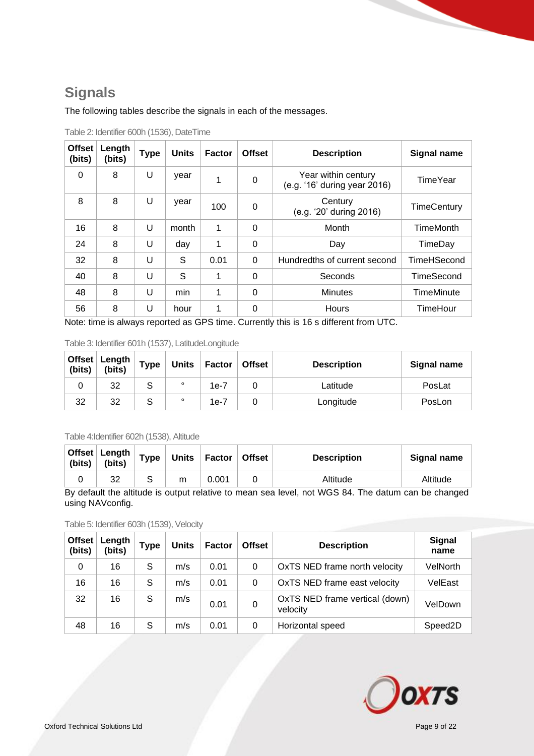## Signals

The following tables describe the signals in each of the messages.

Table 2: Identifier 600h (1536), DateTime

| Offset (bits) | Length (bits) | Type | Units | Factor | Offset | Description | Signal name |
|---|---|---|---|---|---|---|---|
| 0 | 8 | U | year | 1 | 0 | Year within century (e.g. ‘16’ during year 2016) | TimeYear |
| 8 | 8 | U | year | 100 | 0 | Century (e.g. ‘20’ during 2016) | TimeCentury |
| 16 | 8 | U | month | 1 | 0 | Month | TimeMonth |
| 24 | 8 | U | day | 1 | 0 | Day | TimeDay |
| 32 | 8 | U | S | 0.01 | 0 | Hundredths of current second | TimeHSecond |
| 40 | 8 | U | S | 1 | 0 | Seconds | TimeSecond |
| 48 | 8 | U | min | 1 | 0 | Minutes | TimeMinute |
| 56 | 8 | U | hour | 1 | 0 | Hours | TimeHour |

Note: time is always reported as GPS time. Currently this is 16 s different from UTC.

Table 3: Identifier 601h (1537), LatitudeLongitude

| Offset (bits) | Length (bits) | Type | Units | Factor | Offset | Description | Signal name |
|---|---|---|---|---|---|---|---|
| 0 | 32 | S | ° | 1e-7 | 0 | Latitude | PosLat |
| 32 | 32 | S | ° | 1e-7 | 0 | Longitude | PosLon |

Table 4:Identifier 602h (1538), Altitude

| Offset (bits) | Length (bits) | Type | Units | Factor | Offset | Description | Signal name |
|---|---|---|---|---|---|---|---|
| 0 | 32 | S | m | 0.001 | 0 | Altitude | Altitude |

By default the altitude is output relative to mean sea level, not WGS 84. The datum can be changed using NAVconfig.

Table 5: Identifier 603h (1539), Velocity

| Offset (bits) | Length (bits) | Type | Units | Factor | Offset | Description | Signal name |
|---|---|---|---|---|---|---|---|
| 0 | 16 | S | m/s | 0.01 | 0 | OxTS NED frame north velocity | VelNorth |
| 16 | 16 | S | m/s | 0.01 | 0 | OxTS NED frame east velocity | VelEast |
| 32 | 16 | S | m/s | 0.01 | 0 | OxTS NED frame vertical (down) velocity | VelDown |
| 48 | 16 | S | m/s | 0.01 | 0 | Horizontal speed | Speed2D |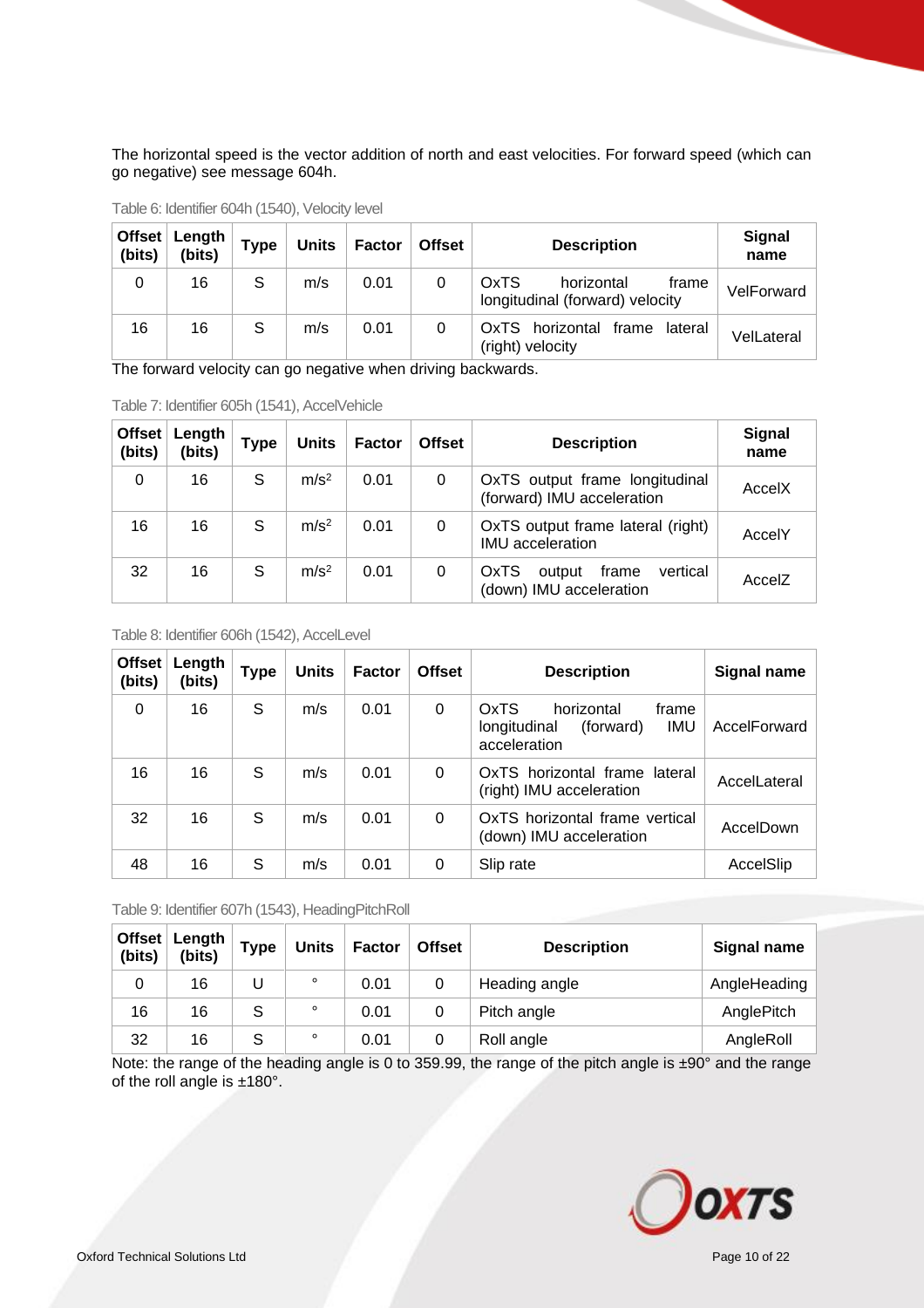The horizontal speed is the vector addition of north and east velocities. For forward speed (which can go negative) see message 604h.

Table 6: Identifier 604h (1540), Velocity level

| Offset (bits) | Length (bits) | Type | Units | Factor | Offset | Description | Signal name |
|---|---|---|---|---|---|---|---|
| 0 | 16 | S | m/s | 0.01 | 0 | OxTS horizontal frame longitudinal (forward) velocity | VelForward |
| 16 | 16 | S | m/s | 0.01 | 0 | OxTS horizontal frame lateral (right) velocity | VelLateral |

The forward velocity can go negative when driving backwards.

Table 7: Identifier 605h (1541), AccelVehicle

| Offset (bits) | Length (bits) | Type | Units | Factor | Offset | Description | Signal name |
|---|---|---|---|---|---|---|---|
| 0 | 16 | S | $m/s^2$ | 0.01 | 0 | OxTS output frame longitudinal (forward) IMU acceleration | AccelX |
| 16 | 16 | S | $m/s^2$ | 0.01 | 0 | OxTS output frame lateral (right) IMU acceleration | AccelY |
| 32 | 16 | S | $m/s^2$ | 0.01 | 0 | OxTS output frame vertical (down) IMU acceleration | AccelZ |

Table 8: Identifier 606h (1542), AccelLevel

| Offset (bits) | Length (bits) | Type | Units | Factor | Offset | Description | Signal name |
|---|---|---|---|---|---|---|---|
| 0 | 16 | S | m/s | 0.01 | 0 | OxTS horizontal frame longitudinal (forward) IMU acceleration | AccelForward |
| 16 | 16 | S | m/s | 0.01 | 0 | OxTS horizontal frame lateral (right) IMU acceleration | AccelLateral |
| 32 | 16 | S | m/s | 0.01 | 0 | OxTS horizontal frame vertical (down) IMU acceleration | AccelDown |
| 48 | 16 | S | m/s | 0.01 | 0 | Slip rate | AccelSlip |

Table 9: Identifier 607h (1543), HeadingPitchRoll

| Offset (bits) | Length (bits) | Type | Units | Factor | Offset | Description | Signal name |
|---|---|---|---|---|---|---|---|
| 0 | 16 | U | ° | 0.01 | 0 | Heading angle | AngleHeading |
| 16 | 16 | S | ° | 0.01 | 0 | Pitch angle | AnglePitch |
| 32 | 16 | S | ° | 0.01 | 0 | Roll angle | AngleRoll |

Note: the range of the heading angle is 0 to 359.99, the range of the pitch angle is ±90° and the range of the roll angle is ±180°.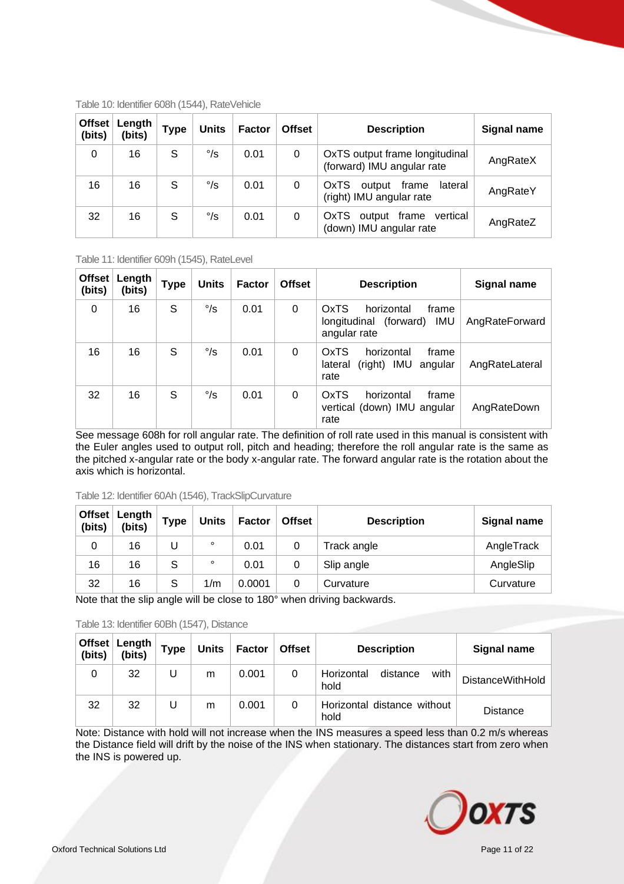Table 10: Identifier 608h (1544), RateVehicle

| Offset (bits) | Length (bits) | Type | Units | Factor | Offset | Description | Signal name |
|---|---|---|---|---|---|---|---|
| 0 | 16 | S | °/s | 0.01 | 0 | OxTS output frame longitudinal (forward) IMU angular rate | AngRateX |
| 16 | 16 | S | °/s | 0.01 | 0 | OxTS output frame lateral (right) IMU angular rate | AngRateY |
| 32 | 16 | S | °/s | 0.01 | 0 | OxTS output frame vertical (down) IMU angular rate | AngRateZ |

Table 11: Identifier 609h (1545), RateLevel

| Offset (bits) | Length (bits) | Type | Units | Factor | Offset | Description | Signal name |
|---|---|---|---|---|---|---|---|
| 0 | 16 | S | °/s | 0.01 | 0 | OxTS horizontal frame longitudinal (forward) IMU angular rate | AngRateForward |
| 16 | 16 | S | °/s | 0.01 | 0 | OxTS horizontal frame lateral (right) IMU angular rate | AngRateLateral |
| 32 | 16 | S | °/s | 0.01 | 0 | OxTS horizontal frame vertical (down) IMU angular rate | AngRateDown |

See message 608h for roll angular rate. The definition of roll rate used in this manual is consistent with the Euler angles used to output roll, pitch and heading; therefore the roll angular rate is the same as the pitched x-angular rate or the body x-angular rate. The forward angular rate is the rotation about the axis which is horizontal.

Table 12: Identifier 60Ah (1546), TrackSlipCurvature

| Offset (bits) | Length (bits) | Type | Units | Factor | Offset | Description | Signal name |
|---|---|---|---|---|---|---|---|
| 0 | 16 | U | ° | 0.01 | 0 | Track angle | AngleTrack |
| 16 | 16 | S | ° | 0.01 | 0 | Slip angle | AngleSlip |
| 32 | 16 | S | 1/m | 0.0001 | 0 | Curvature | Curvature |

Note that the slip angle will be close to 180° when driving backwards.

Table 13: Identifier 60Bh (1547), Distance

| Offset (bits) | Length (bits) | Type | Units | Factor | Offset | Description | Signal name |
|---|---|---|---|---|---|---|---|
| 0 | 32 | U | m | 0.001 | 0 | Horizontal distance with hold | DistanceWithHold |
| 32 | 32 | U | m | 0.001 | 0 | Horizontal distance without hold | Distance |

Note: Distance with hold will not increase when the INS measures a speed less than 0.2 m/s whereas the Distance field will drift by the noise of the INS when stationary. The distances start from zero when the INS is powered up.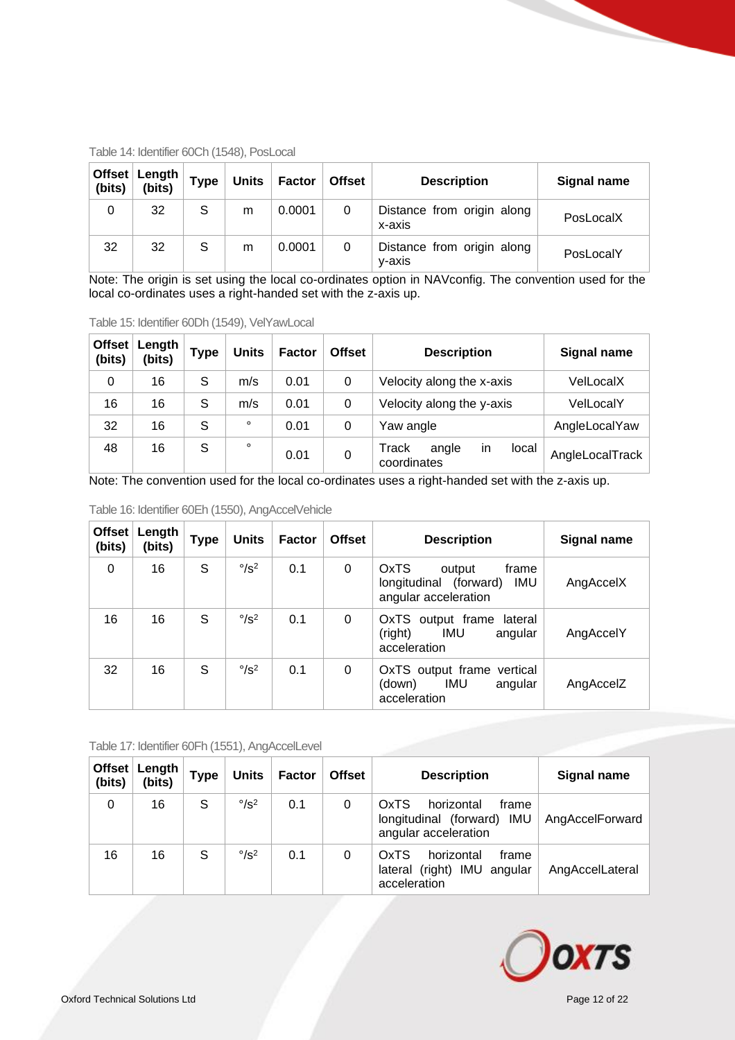Table 14: Identifier 60Ch (1548), PosLocal

| Offset (bits) | Length (bits) | Type | Units | Factor | Offset | Description | Signal name |
|---|---|---|---|---|---|---|---|
| 0 | 32 | S | m | 0.0001 | 0 | Distance from origin along x-axis | PosLocalX |
| 32 | 32 | S | m | 0.0001 | 0 | Distance from origin along y-axis | PosLocalY |

Note: The origin is set using the local co-ordinates option in NAVconfig. The convention used for the local co-ordinates uses a right-handed set with the z-axis up.

Table 15: Identifier 60Dh (1549), VelYawLocal

| Offset (bits) | Length (bits) | Type | Units | Factor | Offset | Description | Signal name |
|---|---|---|---|---|---|---|---|
| 0 | 16 | S | m/s | 0.01 | 0 | Velocity along the x-axis | VelLocalX |
| 16 | 16 | S | m/s | 0.01 | 0 | Velocity along the y-axis | VelLocalY |
| 32 | 16 | S | ° | 0.01 | 0 | Yaw angle | AngleLocalYaw |
| 48 | 16 | S | ° | 0.01 | 0 | Track angle in local coordinates | AngleLocalTrack |

Note: The convention used for the local co-ordinates uses a right-handed set with the z-axis up.

Table 16: Identifier 60Eh (1550), AngAccelVehicle

| Offset (bits) | Length (bits) | Type | Units | Factor | Offset | Description | Signal name |
|---|---|---|---|---|---|---|---|
| 0 | 16 | S | $°/s^2$ | 0.1 | 0 | OxTS output frame longitudinal (forward) IMU angular acceleration | AngAccelX |
| 16 | 16 | S | $°/s^2$ | 0.1 | 0 | OxTS output frame lateral (right) IMU angular acceleration | AngAccelY |
| 32 | 16 | S | $°/s^2$ | 0.1 | 0 | OxTS output frame vertical (down) IMU angular acceleration | AngAccelZ |

Table 17: Identifier 60Fh (1551), AngAccelLevel

| Offset (bits) | Length (bits) | Type | Units | Factor | Offset | Description | Signal name |
|---|---|---|---|---|---|---|---|
| 0 | 16 | S | $°/s^2$ | 0.1 | 0 | OxTS horizontal frame longitudinal (forward) IMU angular acceleration | AngAccelForward |
| 16 | 16 | S | $°/s^2$ | 0.1 | 0 | OxTS horizontal frame lateral (right) IMU angular acceleration | AngAccelLateral |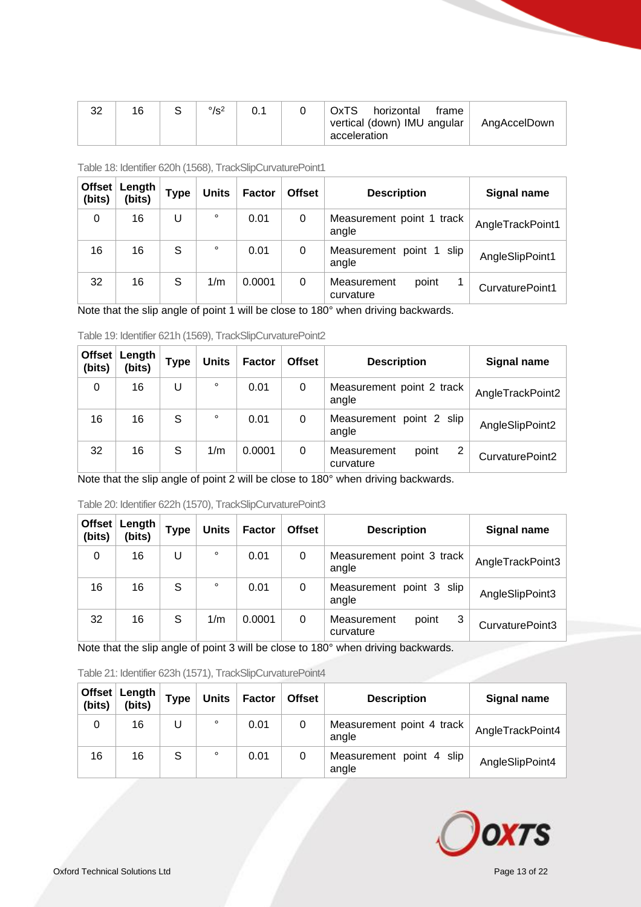| 32 | 16 | S | °/s² | 0.1 | 0 | OxTS horizontal frame vertical (down) IMU angular acceleration | AngAccelDown |
|---|---|---|---|---|---|---|---|

Table 18: Identifier 620h (1568), TrackSlipCurvaturePoint1

| Offset (bits) | Length (bits) | Type | Units | Factor | Offset | Description | Signal name |
|---|---|---|---|---|---|---|---|
| 0 | 16 | U | ° | 0.01 | 0 | Measurement point 1 track angle | AngleTrackPoint1 |
| 16 | 16 | S | ° | 0.01 | 0 | Measurement point 1 slip angle | AngleSlipPoint1 |
| 32 | 16 | S | 1/m | 0.0001 | 0 | Measurement point 1 curvature | CurvaturePoint1 |

Note that the slip angle of point 1 will be close to 180° when driving backwards.

Table 19: Identifier 621h (1569), TrackSlipCurvaturePoint2

| Offset (bits) | Length (bits) | Type | Units | Factor | Offset | Description | Signal name |
|---|---|---|---|---|---|---|---|
| 0 | 16 | U | ° | 0.01 | 0 | Measurement point 2 track angle | AngleTrackPoint2 |
| 16 | 16 | S | ° | 0.01 | 0 | Measurement point 2 slip angle | AngleSlipPoint2 |
| 32 | 16 | S | 1/m | 0.0001 | 0 | Measurement point 2 curvature | CurvaturePoint2 |

Note that the slip angle of point 2 will be close to 180° when driving backwards.

Table 20: Identifier 622h (1570), TrackSlipCurvaturePoint3

| Offset (bits) | Length (bits) | Type | Units | Factor | Offset | Description | Signal name |
|---|---|---|---|---|---|---|---|
| 0 | 16 | U | ° | 0.01 | 0 | Measurement point 3 track angle | AngleTrackPoint3 |
| 16 | 16 | S | ° | 0.01 | 0 | Measurement point 3 slip angle | AngleSlipPoint3 |
| 32 | 16 | S | 1/m | 0.0001 | 0 | Measurement point 3 curvature | CurvaturePoint3 |

Note that the slip angle of point 3 will be close to 180° when driving backwards.

Table 21: Identifier 623h (1571), TrackSlipCurvaturePoint4

| Offset (bits) | Length (bits) | Type | Units | Factor | Offset | Description | Signal name |
|---|---|---|---|---|---|---|---|
| 0 | 16 | U | ° | 0.01 | 0 | Measurement point 4 track angle | AngleTrackPoint4 |
| 16 | 16 | S | ° | 0.01 | 0 | Measurement point 4 slip angle | AngleSlipPoint4 |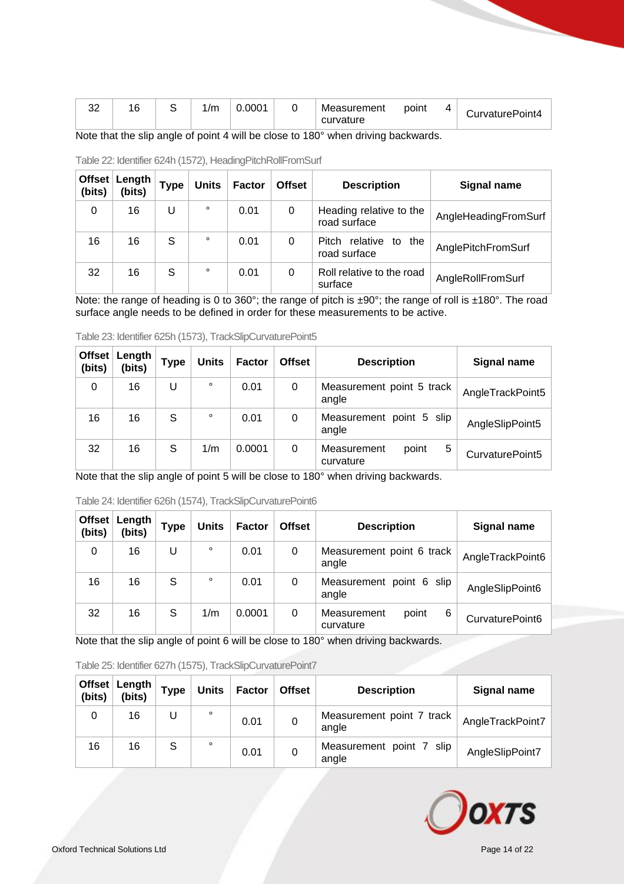| 32 | 16 | S | 1/m | 0.0001 | 0 | Measurement point 4 curvature | CurvaturePoint4 |
|---|---|---|---|---|---|---|---|

Note that the slip angle of point 4 will be close to 180° when driving backwards.

Table 22: Identifier 624h (1572), HeadingPitchRollFromSurf

| Offset (bits) | Length (bits) | Type | Units | Factor | Offset | Description | Signal name |
|---|---|---|---|---|---|---|---|
| 0 | 16 | U | ° | 0.01 | 0 | Heading relative to the road surface | AngleHeadingFromSurf |
| 16 | 16 | S | ° | 0.01 | 0 | Pitch relative to the road surface | AnglePitchFromSurf |
| 32 | 16 | S | ° | 0.01 | 0 | Roll relative to the road surface | AngleRollFromSurf |

Note: the range of heading is 0 to 360°; the range of pitch is ±90°; the range of roll is ±180°. The road surface angle needs to be defined in order for these measurements to be active.

Table 23: Identifier 625h (1573), TrackSlipCurvaturePoint5

| Offset (bits) | Length (bits) | Type | Units | Factor | Offset | Description | Signal name |
|---|---|---|---|---|---|---|---|
| 0 | 16 | U | ° | 0.01 | 0 | Measurement point 5 track angle | AngleTrackPoint5 |
| 16 | 16 | S | ° | 0.01 | 0 | Measurement point 5 slip angle | AngleSlipPoint5 |
| 32 | 16 | S | 1/m | 0.0001 | 0 | Measurement point 5 curvature | CurvaturePoint5 |

Note that the slip angle of point 5 will be close to 180° when driving backwards.

Table 24: Identifier 626h (1574), TrackSlipCurvaturePoint6

| Offset (bits) | Length (bits) | Type | Units | Factor | Offset | Description | Signal name |
|---|---|---|---|---|---|---|---|
| 0 | 16 | U | ° | 0.01 | 0 | Measurement point 6 track angle | AngleTrackPoint6 |
| 16 | 16 | S | ° | 0.01 | 0 | Measurement point 6 slip angle | AngleSlipPoint6 |
| 32 | 16 | S | 1/m | 0.0001 | 0 | Measurement point 6 curvature | CurvaturePoint6 |

Note that the slip angle of point 6 will be close to 180° when driving backwards.

Table 25: Identifier 627h (1575), TrackSlipCurvaturePoint7

| Offset (bits) | Length (bits) | Type | Units | Factor | Offset | Description | Signal name |
|---|---|---|---|---|---|---|---|
| 0 | 16 | U | ° | 0.01 | 0 | Measurement point 7 track angle | AngleTrackPoint7 |
| 16 | 16 | S | ° | 0.01 | 0 | Measurement point 7 slip angle | AngleSlipPoint7 |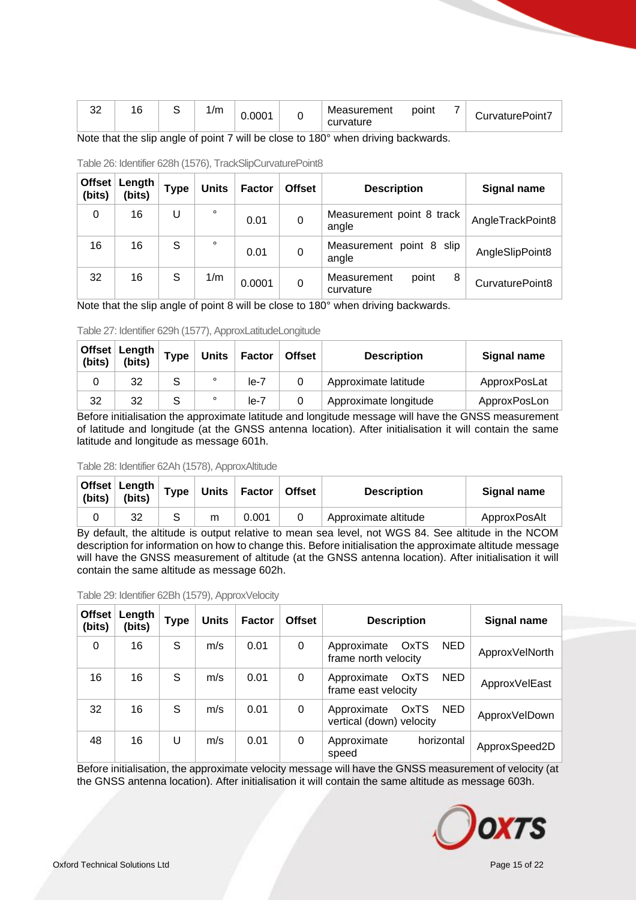| 32 | 16 | S | 1/m | 0.0001 | 0 | Measurement point 7 curvature | CurvaturePoint7 |
|---|---|---|---|---|---|---|---|

Note that the slip angle of point 7 will be close to 180° when driving backwards.

Table 26: Identifier 628h (1576), TrackSlipCurvaturePoint8

| Offset (bits) | Length (bits) | Type | Units | Factor | Offset | Description | Signal name |
|---|---|---|---|---|---|---|---|
| 0 | 16 | U | ° | 0.01 | 0 | Measurement point 8 track angle | AngleTrackPoint8 |
| 16 | 16 | S | ° | 0.01 | 0 | Measurement point 8 slip angle | AngleSlipPoint8 |
| 32 | 16 | S | 1/m | 0.0001 | 0 | Measurement point 8 curvature | CurvaturePoint8 |

Note that the slip angle of point 8 will be close to 180° when driving backwards.

Table 27: Identifier 629h (1577), ApproxLatitudeLongitude

| Offset (bits) | Length (bits) | Type | Units | Factor | Offset | Description | Signal name |
|---|---|---|---|---|---|---|---|
| 0 | 32 | S | ° | le-7 | 0 | Approximate latitude | ApproxPosLat |
| 32 | 32 | S | ° | le-7 | 0 | Approximate longitude | ApproxPosLon |

Before initialisation the approximate latitude and longitude message will have the GNSS measurement of latitude and longitude (at the GNSS antenna location). After initialisation it will contain the same latitude and longitude as message 601h.

Table 28: Identifier 62Ah (1578), ApproxAltitude

| Offset (bits) | Length (bits) | Type | Units | Factor | Offset | Description | Signal name |
|---|---|---|---|---|---|---|---|
| 0 | 32 | S | m | 0.001 | 0 | Approximate altitude | ApproxPosAlt |

By default, the altitude is output relative to mean sea level, not WGS 84. See altitude in the NCOM description for information on how to change this. Before initialisation the approximate altitude message will have the GNSS measurement of altitude (at the GNSS antenna location). After initialisation it will contain the same altitude as message 602h.

Table 29: Identifier 62Bh (1579), ApproxVelocity

| Offset (bits) | Length (bits) | Type | Units | Factor | Offset | Description | Signal name |
|---|---|---|---|---|---|---|---|
| 0 | 16 | S | m/s | 0.01 | 0 | Approximate OxTS NED frame north velocity | ApproxVelNorth |
| 16 | 16 | S | m/s | 0.01 | 0 | Approximate OxTS NED frame east velocity | ApproxVelEast |
| 32 | 16 | S | m/s | 0.01 | 0 | Approximate OxTS NED vertical (down) velocity | ApproxVelDown |
| 48 | 16 | U | m/s | 0.01 | 0 | Approximate horizontal speed | ApproxSpeed2D |

Before initialisation, the approximate velocity message will have the GNSS measurement of velocity (at the GNSS antenna location). After initialisation it will contain the same altitude as message 603h.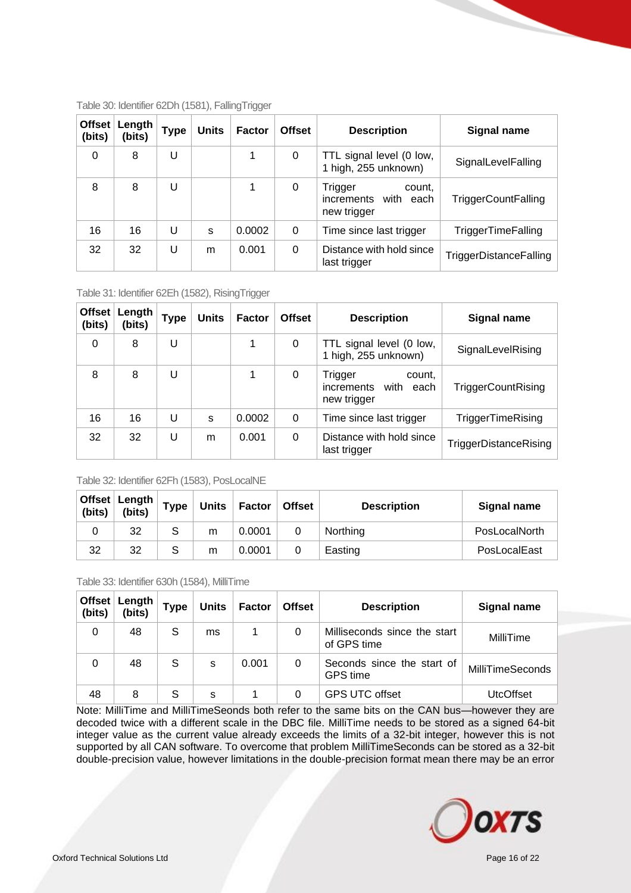Table 30: Identifier 62Dh (1581), FallingTrigger

| Offset (bits) | Length (bits) | Type | Units | Factor | Offset | Description | Signal name |
|---|---|---|---|---|---|---|---|
| 0 | 8 | U | | 1 | 0 | TTL signal level (0 low, 1 high, 255 unknown) | SignalLevelFalling |
| 8 | 8 | U | | 1 | 0 | Trigger count, increments with each new trigger | TriggerCountFalling |
| 16 | 16 | U | s | 0.0002 | 0 | Time since last trigger | TriggerTimeFalling |
| 32 | 32 | U | m | 0.001 | 0 | Distance with hold since last trigger | TriggerDistanceFalling |

Table 31: Identifier 62Eh (1582), RisingTrigger

| Offset (bits) | Length (bits) | Type | Units | Factor | Offset | Description | Signal name |
|---|---|---|---|---|---|---|---|
| 0 | 8 | U | | 1 | 0 | TTL signal level (0 low, 1 high, 255 unknown) | SignalLevelRising |
| 8 | 8 | U | | 1 | 0 | Trigger count, increments with each new trigger | TriggerCountRising |
| 16 | 16 | U | s | 0.0002 | 0 | Time since last trigger | TriggerTimeRising |
| 32 | 32 | U | m | 0.001 | 0 | Distance with hold since last trigger | TriggerDistanceRising |

Table 32: Identifier 62Fh (1583), PosLocalNE

| Offset (bits) | Length (bits) | Type | Units | Factor | Offset | Description | Signal name |
|---|---|---|---|---|---|---|---|
| 0 | 32 | S | m | 0.0001 | 0 | Northing | PosLocalNorth |
| 32 | 32 | S | m | 0.0001 | 0 | Easting | PosLocalEast |

Table 33: Identifier 630h (1584), MilliTime

| Offset (bits) | Length (bits) | Type | Units | Factor | Offset | Description | Signal name |
|---|---|---|---|---|---|---|---|
| 0 | 48 | S | ms | 1 | 0 | Milliseconds since the start of GPS time | MilliTime |
| 0 | 48 | S | s | 0.001 | 0 | Seconds since the start of GPS time | MilliTimeSeconds |
| 48 | 8 | S | s | 1 | 0 | GPS UTC offset | UtcOffset |

Note: MilliTime and MilliTimeSeonds both refer to the same bits on the CAN bus—however they are decoded twice with a different scale in the DBC file. MilliTime needs to be stored as a signed 64-bit integer value as the current value already exceeds the limits of a 32-bit integer, however this is not supported by all CAN software. To overcome that problem MilliTimeSeconds can be stored as a 32-bit double-precision value, however limitations in the double-precision format mean there may be an error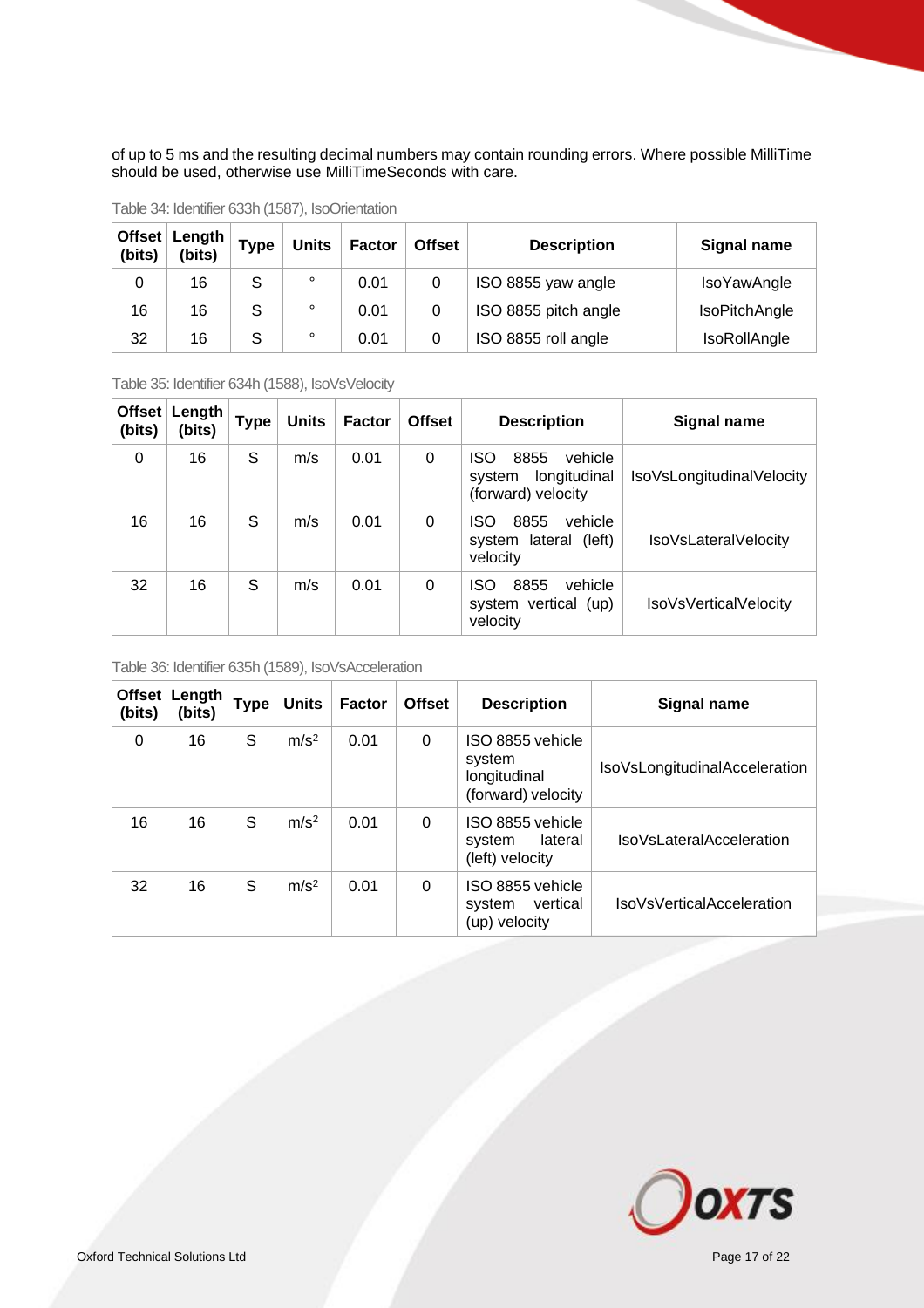of up to 5 ms and the resulting decimal numbers may contain rounding errors. Where possible MilliTime should be used, otherwise use MilliTimeSeconds with care.

Table 34: Identifier 633h (1587), IsoOrientation

| Offset (bits) | Length (bits) | Type | Units | Factor | Offset | Description | Signal name |
|---|---|---|---|---|---|---|---|
| 0 | 16 | S | ° | 0.01 | 0 | ISO 8855 yaw angle | IsoYawAngle |
| 16 | 16 | S | ° | 0.01 | 0 | ISO 8855 pitch angle | IsoPitchAngle |
| 32 | 16 | S | ° | 0.01 | 0 | ISO 8855 roll angle | IsoRollAngle |

Table 35: Identifier 634h (1588), IsoVsVelocity

| Offset (bits) | Length (bits) | Type | Units | Factor | Offset | Description | Signal name |
|---|---|---|---|---|---|---|---|
| 0 | 16 | S | m/s | 0.01 | 0 | ISO 8855 vehicle system longitudinal (forward) velocity | IsoVsLongitudinalVelocity |
| 16 | 16 | S | m/s | 0.01 | 0 | ISO 8855 vehicle system lateral (left) velocity | IsoVsLateralVelocity |
| 32 | 16 | S | m/s | 0.01 | 0 | ISO 8855 vehicle system vertical (up) velocity | IsoVsVerticalVelocity |

Table 36: Identifier 635h (1589), IsoVsAcceleration

| Offset (bits) | Length (bits) | Type | Units | Factor | Offset | Description | Signal name |
|---|---|---|---|---|---|---|---|
| 0 | 16 | S | $m/s^2$ | 0.01 | 0 | ISO 8855 vehicle system longitudinal (forward) velocity | IsoVsLongitudinalAcceleration |
| 16 | 16 | S | $m/s^2$ | 0.01 | 0 | ISO 8855 vehicle system lateral (left) velocity | IsoVsLateralAcceleration |
| 32 | 16 | S | $m/s^2$ | 0.01 | 0 | ISO 8855 vehicle system vertical (up) velocity | IsoVsVerticalAcceleration |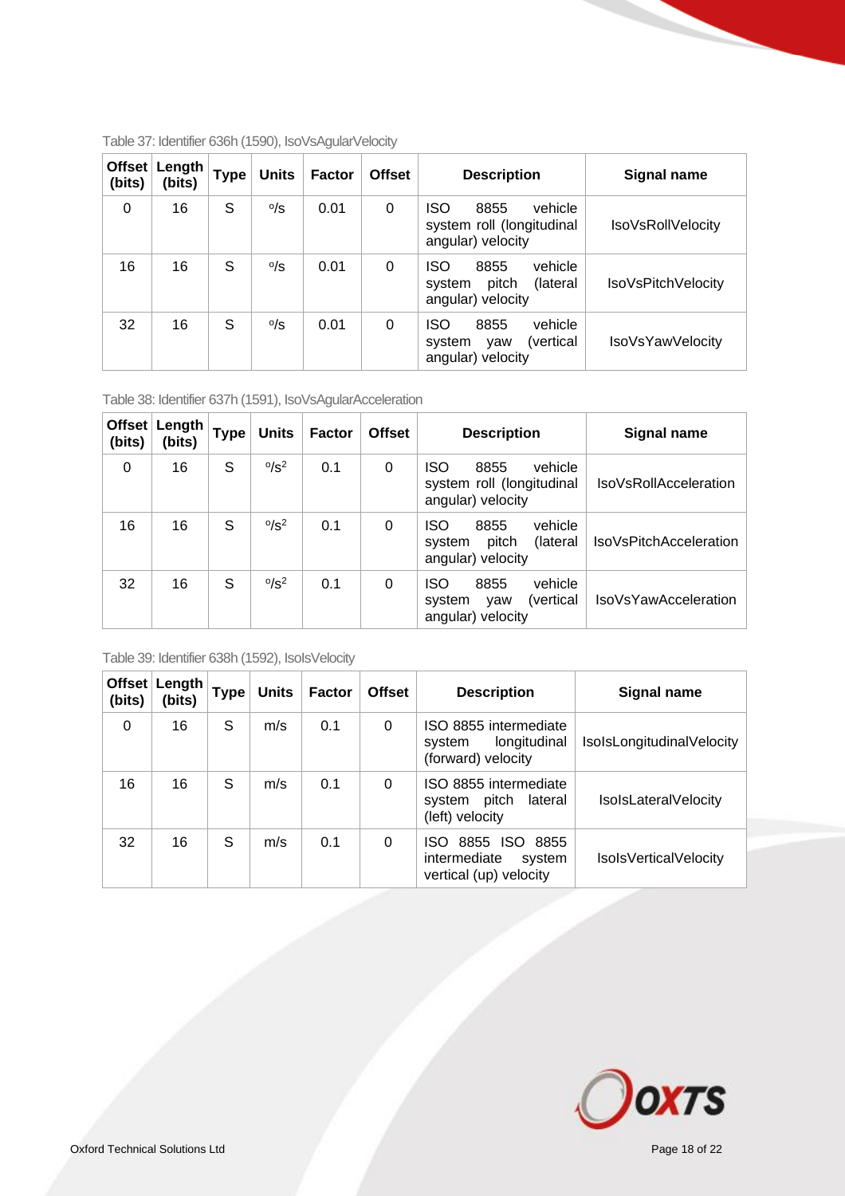Table 37: Identifier 636h (1590), IsoVsAgularVelocity

| Offset (bits) | Length (bits) | Type | Units | Factor | Offset | Description | Signal name |
|---|---|---|---|---|---|---|---|
| 0 | 16 | S | °/s | 0.01 | 0 | ISO 8855 vehicle system roll (longitudinal angular) velocity | IsoVsRollVelocity |
| 16 | 16 | S | °/s | 0.01 | 0 | ISO 8855 vehicle system pitch (lateral angular) velocity | IsoVsPitchVelocity |
| 32 | 16 | S | °/s | 0.01 | 0 | ISO 8855 vehicle system yaw (vertical angular) velocity | IsoVsYawVelocity |

Table 38: Identifier 637h (1591), IsoVsAgularAcceleration

| Offset (bits) | Length (bits) | Type | Units | Factor | Offset | Description | Signal name |
|---|---|---|---|---|---|---|---|
| 0 | 16 | S | °/s² | 0.1 | 0 | ISO 8855 vehicle system roll (longitudinal angular) velocity | IsoVsRollAcceleration |
| 16 | 16 | S | °/s² | 0.1 | 0 | ISO 8855 vehicle system pitch (lateral angular) velocity | IsoVsPitchAcceleration |
| 32 | 16 | S | °/s² | 0.1 | 0 | ISO 8855 vehicle system yaw (vertical angular) velocity | IsoVsYawAcceleration |

Table 39: Identifier 638h (1592), IsoIsVelocity

| Offset (bits) | Length (bits) | Type | Units | Factor | Offset | Description | Signal name |
|---|---|---|---|---|---|---|---|
| 0 | 16 | S | m/s | 0.1 | 0 | ISO 8855 intermediate system longitudinal (forward) velocity | IsoIsLongitudinalVelocity |
| 16 | 16 | S | m/s | 0.1 | 0 | ISO 8855 intermediate system pitch lateral (left) velocity | IsoIsLateralVelocity |
| 32 | 16 | S | m/s | 0.1 | 0 | ISO 8855 ISO 8855 intermediate system vertical (up) velocity | IsoIsVerticalVelocity |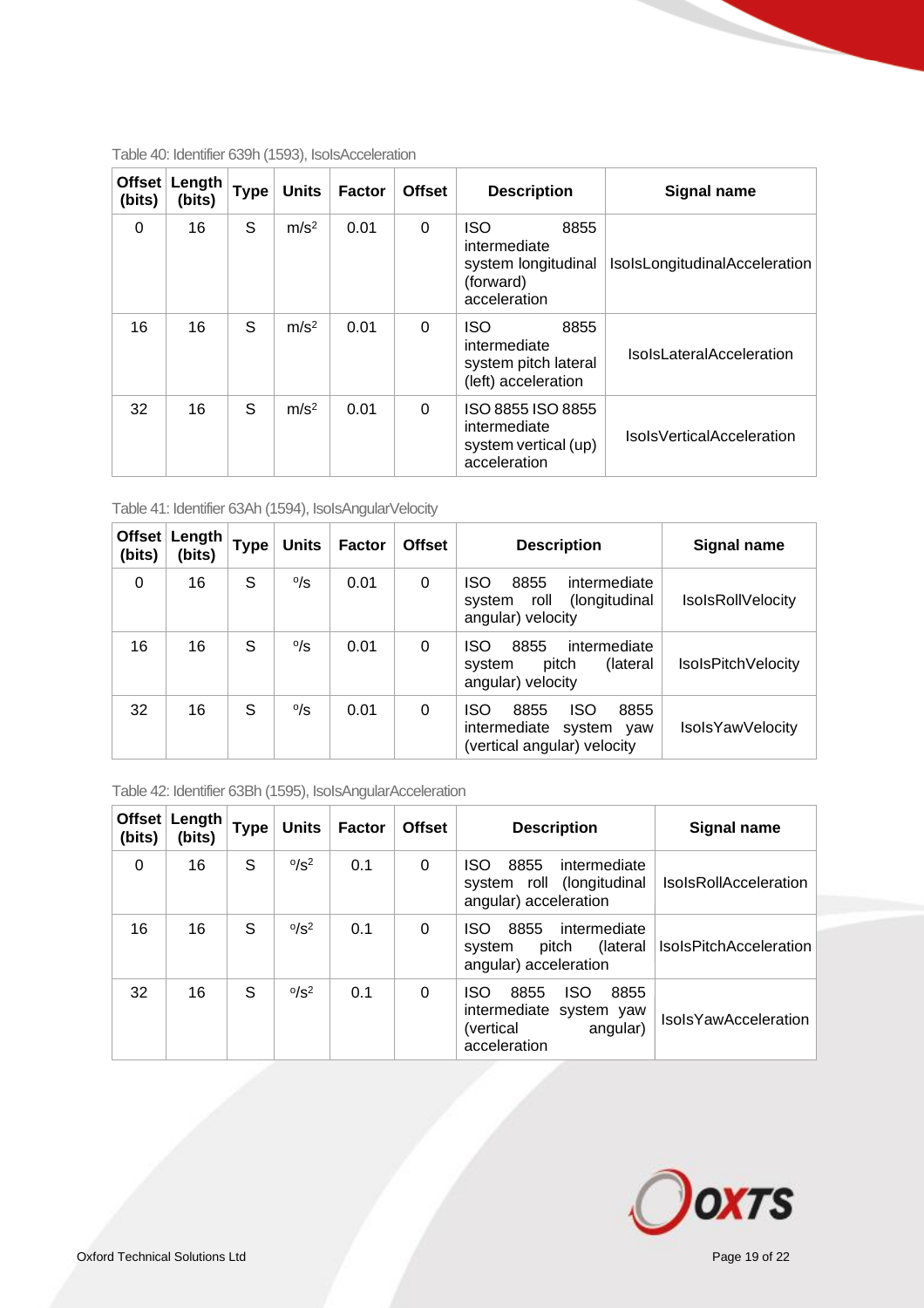Table 40: Identifier 639h (1593), IsoIsAcceleration

| Offset (bits) | Length (bits) | Type | Units | Factor | Offset | Description | Signal name |
|---|---|---|---|---|---|---|---|
| 0 | 16 | S | m/s² | 0.01 | 0 | ISO 8855 intermediate system longitudinal (forward) acceleration | IsoIsLongitudinalAcceleration |
| 16 | 16 | S | m/s² | 0.01 | 0 | ISO 8855 intermediate system pitch lateral (left) acceleration | IsoIsLateralAcceleration |
| 32 | 16 | S | m/s² | 0.01 | 0 | ISO 8855 ISO 8855 intermediate system vertical (up) acceleration | IsoIsVerticalAcceleration |

Table 41: Identifier 63Ah (1594), IsoIsAngularVelocity

| Offset (bits) | Length (bits) | Type | Units | Factor | Offset | Description | Signal name |
|---|---|---|---|---|---|---|---|
| 0 | 16 | S | °/s | 0.01 | 0 | ISO 8855 intermediate system roll (longitudinal angular) velocity | IsoIsRollVelocity |
| 16 | 16 | S | °/s | 0.01 | 0 | ISO 8855 intermediate system pitch (lateral angular) velocity | IsoIsPitchVelocity |
| 32 | 16 | S | °/s | 0.01 | 0 | ISO 8855 ISO 8855 intermediate system yaw (vertical angular) velocity | IsoIsYawVelocity |

Table 42: Identifier 63Bh (1595), IsoIsAngularAcceleration

| Offset (bits) | Length (bits) | Type | Units | Factor | Offset | Description | Signal name |
|---|---|---|---|---|---|---|---|
| 0 | 16 | S | °/s² | 0.1 | 0 | ISO 8855 intermediate system roll (longitudinal angular) acceleration | IsoIsRollAcceleration |
| 16 | 16 | S | °/s² | 0.1 | 0 | ISO 8855 intermediate system pitch (lateral angular) acceleration | IsoIsPitchAcceleration |
| 32 | 16 | S | °/s² | 0.1 | 0 | ISO 8855 ISO 8855 intermediate system yaw (vertical angular) acceleration | IsoIsYawAcceleration |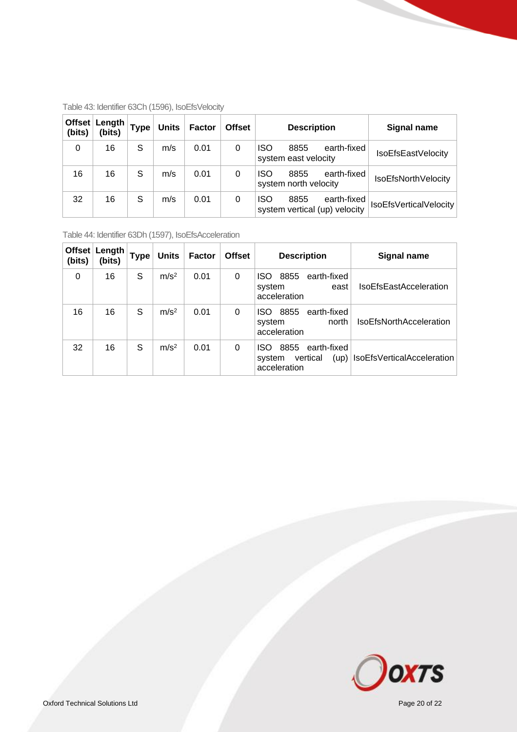Table 43: Identifier 63Ch (1596), IsoEfsVelocity

| Offset (bits) | Length (bits) | Type | Units | Factor | Offset | Description | Signal name |
|---|---|---|---|---|---|---|---|
| 0 | 16 | S | m/s | 0.01 | 0 | ISO 8855 earth-fixed system east velocity | IsoEfsEastVelocity |
| 16 | 16 | S | m/s | 0.01 | 0 | ISO 8855 earth-fixed system north velocity | IsoEfsNorthVelocity |
| 32 | 16 | S | m/s | 0.01 | 0 | ISO 8855 earth-fixed system vertical (up) velocity | IsoEfsVerticalVelocity |

Table 44: Identifier 63Dh (1597), IsoEfsAcceleration

| Offset (bits) | Length (bits) | Type | Units | Factor | Offset | Description | Signal name |
|---|---|---|---|---|---|---|---|
| 0 | 16 | S | $m/s^2$ | 0.01 | 0 | ISO 8855 earth-fixed system east acceleration | IsoEfsEastAcceleration |
| 16 | 16 | S | $m/s^2$ | 0.01 | 0 | ISO 8855 earth-fixed system north acceleration | IsoEfsNorthAcceleration |
| 32 | 16 | S | $m/s^2$ | 0.01 | 0 | ISO 8855 earth-fixed system vertical (up) acceleration | IsoEfsVerticalAcceleration |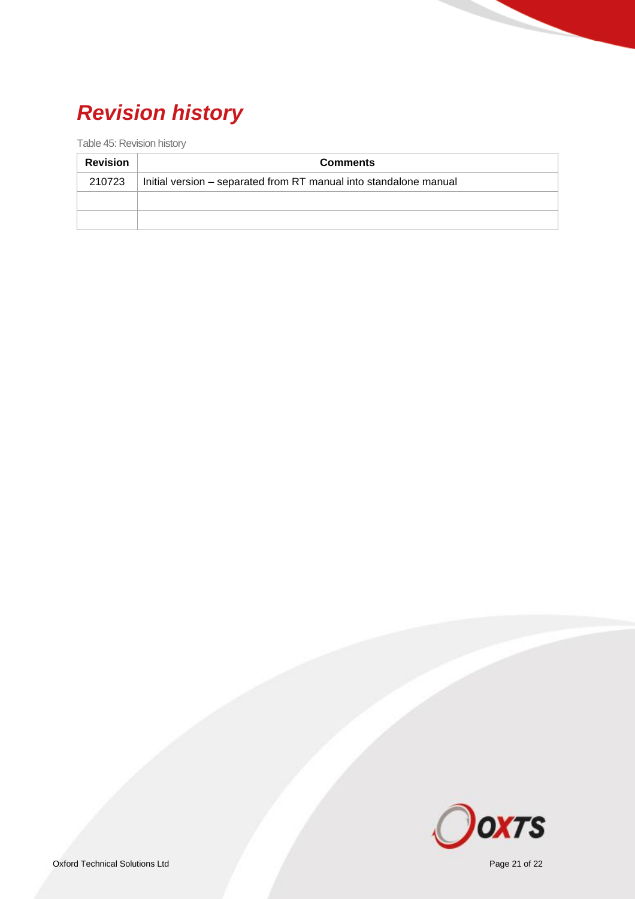# *Revision history*

Table 45: Revision history

| Revision | Comments |
|---|---|
| 210723 | Initial version – separated from RT manual into standalone manual |
| | |
| | |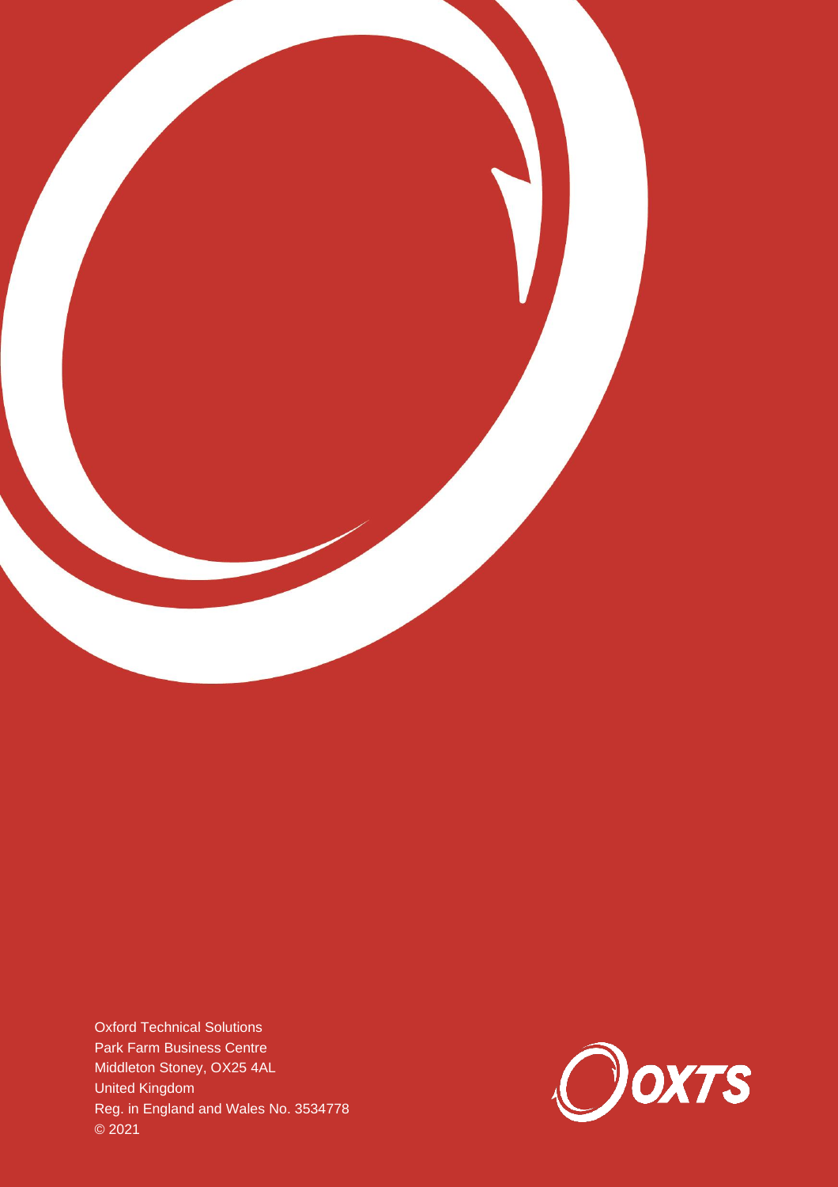Oxford Technical Solutions
Park Farm Business Centre
Middleton Stoney, OX25 4AL
United Kingdom
Reg. in England and Wales No. 3534778
© 2021

OXTS